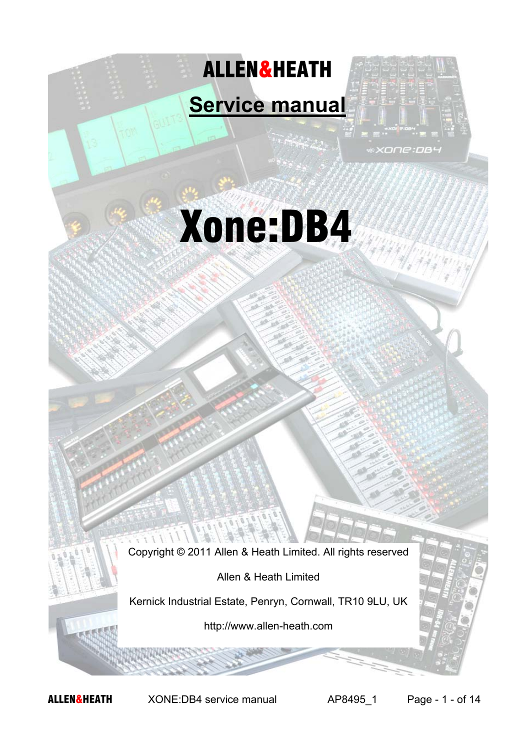# ALLEN&HEATH

## Service manual

# Xone:DB4

Copyright © 2011 Allen & Heath Limited. All rights reserved

Allen & Heath Limited

Kernick Industrial Estate, Penryn, Cornwall, TR10 9LU, UK

http://www.allen-heath.com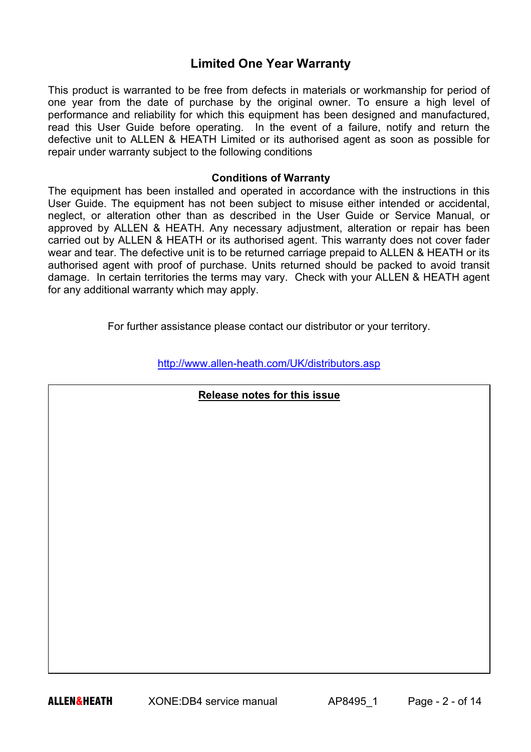## Limited One Year Warranty

This product is warranted to be free from defects in materials or workmanship for period of one year from the date of purchase by the original owner. To ensure a high level of performance and reliability for which this equipment has been designed and manufactured, read this User Guide before operating. In the event of a failure, notify and return the defective unit to ALLEN & HEATH Limited or its authorised agent as soon as possible for repair under warranty subject to the following conditions

**Conditions of Warranty**

The equipment has been installed and operated in accordance with the instructions in this User Guide. The equipment has not been subject to misuse either intended or accidental, neglect, or alteration other than as described in the User Guide or Service Manual, or approved by ALLEN & HEATH. Any necessary adjustment, alteration or repair has been carried out by ALLEN & HEATH or its authorised agent. This warranty does not cover fader wear and tear. The defective unit is to be returned carriage prepaid to ALLEN & HEATH or its authorised agent with proof of purchase. Units returned should be packed to avoid transit damage. In certain territories the terms may vary. Check with your ALLEN & HEATH agent for any additional warranty which may apply.

For further assistance please contact our distributor or your territory.

http://www.allen-heath.com/UK/distributors.asp

**Release notes for this issue**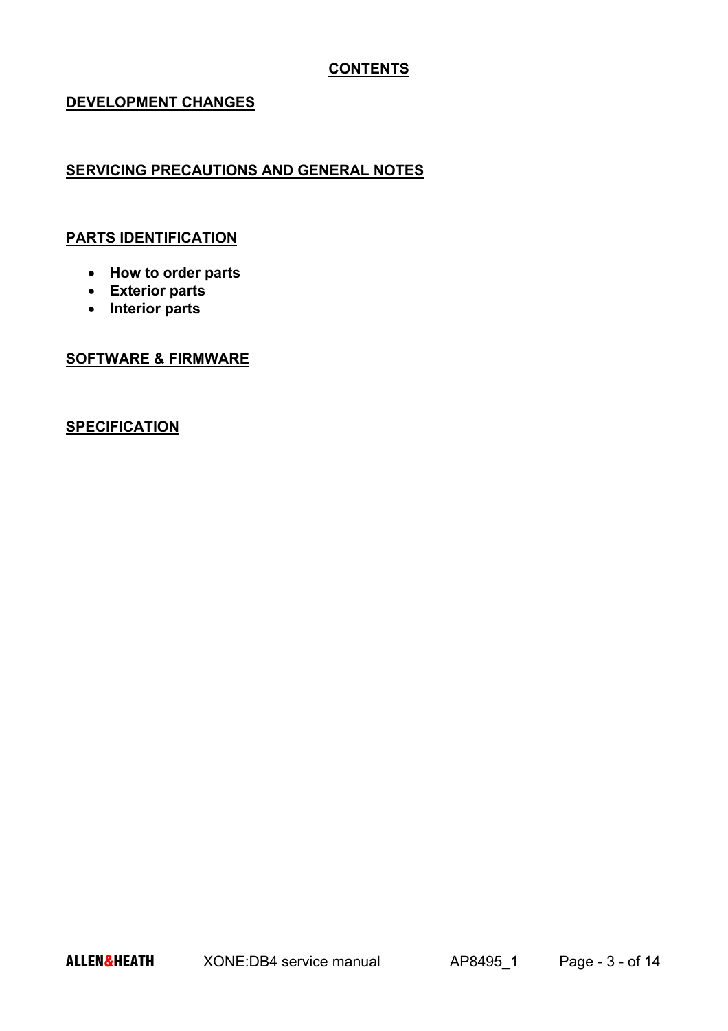# CONTENTS

## DEVELOPMENT CHANGES

## SERVICING PRECAUTIONS AND GENERAL NOTES

## PARTS IDENTIFICATION

- **How to order parts**
- **Exterior parts**
- **Interior parts**

## SOFTWARE & FIRMWARE

## SPECIFICATION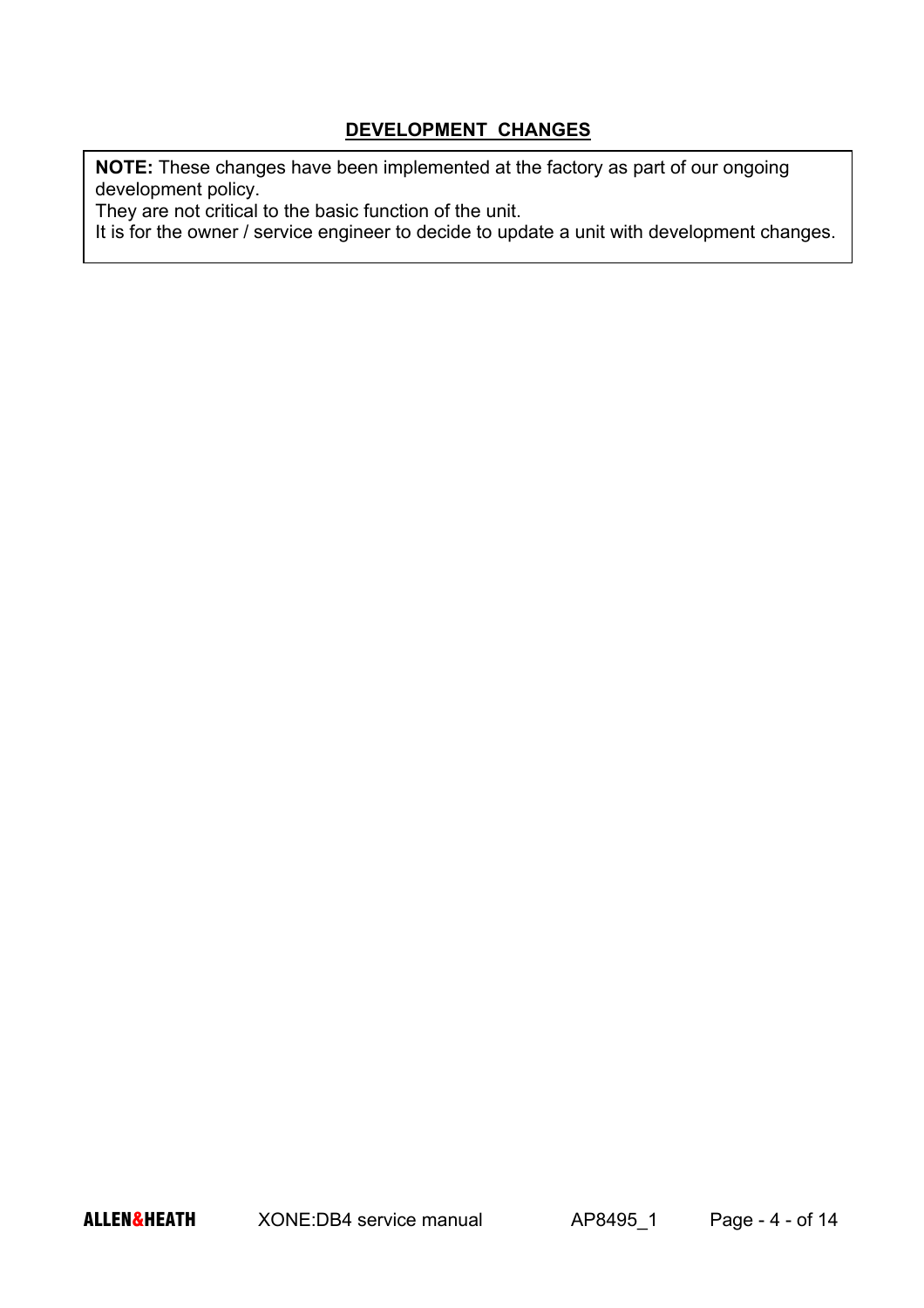## DEVELOPMENT CHANGES

**NOTE:** These changes have been implemented at the factory as part of our ongoing development policy.
They are not critical to the basic function of the unit.
It is for the owner / service engineer to decide to update a unit with development changes.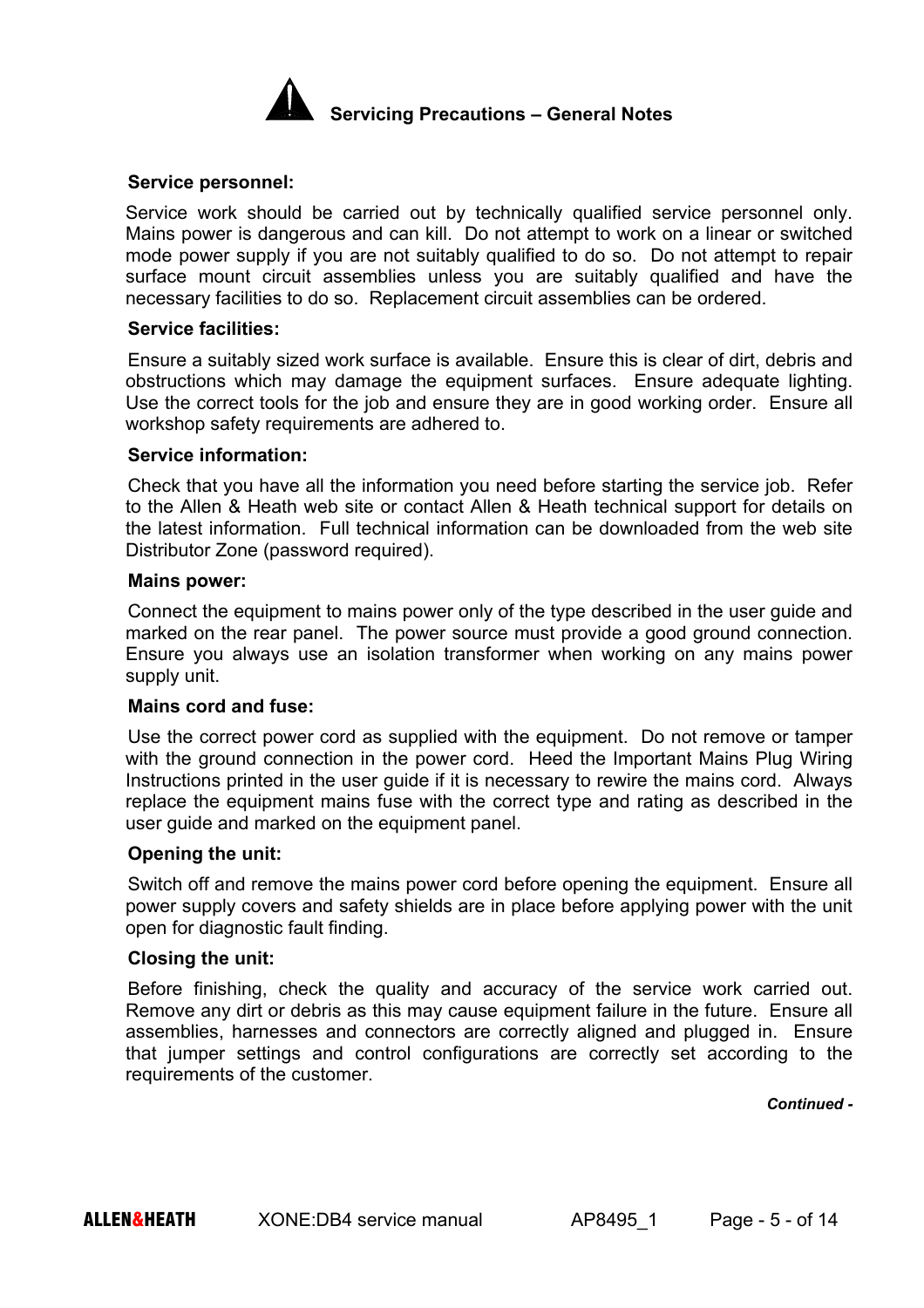# Servicing Precautions – General Notes

**Service personnel:**

Service work should be carried out by technically qualified service personnel only. Mains power is dangerous and can kill. Do not attempt to work on a linear or switched mode power supply if you are not suitably qualified to do so. Do not attempt to repair surface mount circuit assemblies unless you are suitably qualified and have the necessary facilities to do so. Replacement circuit assemblies can be ordered.

**Service facilities:**

Ensure a suitably sized work surface is available. Ensure this is clear of dirt, debris and obstructions which may damage the equipment surfaces. Ensure adequate lighting. Use the correct tools for the job and ensure they are in good working order. Ensure all workshop safety requirements are adhered to.

**Service information:**

Check that you have all the information you need before starting the service job. Refer to the Allen & Heath web site or contact Allen & Heath technical support for details on the latest information. Full technical information can be downloaded from the web site Distributor Zone (password required).

**Mains power:**

Connect the equipment to mains power only of the type described in the user guide and marked on the rear panel. The power source must provide a good ground connection. Ensure you always use an isolation transformer when working on any mains power supply unit.

**Mains cord and fuse:**

Use the correct power cord as supplied with the equipment. Do not remove or tamper with the ground connection in the power cord. Heed the Important Mains Plug Wiring Instructions printed in the user guide if it is necessary to rewire the mains cord. Always replace the equipment mains fuse with the correct type and rating as described in the user guide and marked on the equipment panel.

**Opening the unit:**

Switch off and remove the mains power cord before opening the equipment. Ensure all power supply covers and safety shields are in place before applying power with the unit open for diagnostic fault finding.

**Closing the unit:**

Before finishing, check the quality and accuracy of the service work carried out. Remove any dirt or debris as this may cause equipment failure in the future. Ensure all assemblies, harnesses and connectors are correctly aligned and plugged in. Ensure that jumper settings and control configurations are correctly set according to the requirements of the customer.

***Continued -***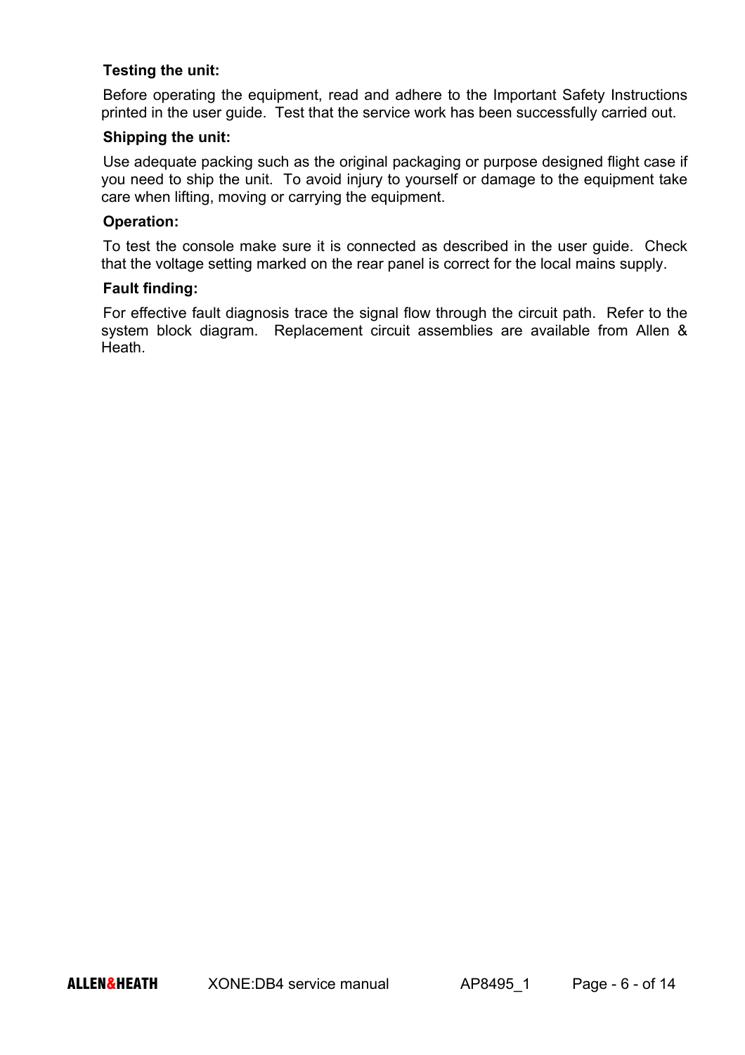**Testing the unit:**

Before operating the equipment, read and adhere to the Important Safety Instructions printed in the user guide. Test that the service work has been successfully carried out.

**Shipping the unit:**

Use adequate packing such as the original packaging or purpose designed flight case if you need to ship the unit. To avoid injury to yourself or damage to the equipment take care when lifting, moving or carrying the equipment.

**Operation:**

To test the console make sure it is connected as described in the user guide. Check that the voltage setting marked on the rear panel is correct for the local mains supply.

**Fault finding:**

For effective fault diagnosis trace the signal flow through the circuit path. Refer to the system block diagram. Replacement circuit assemblies are available from Allen & Heath.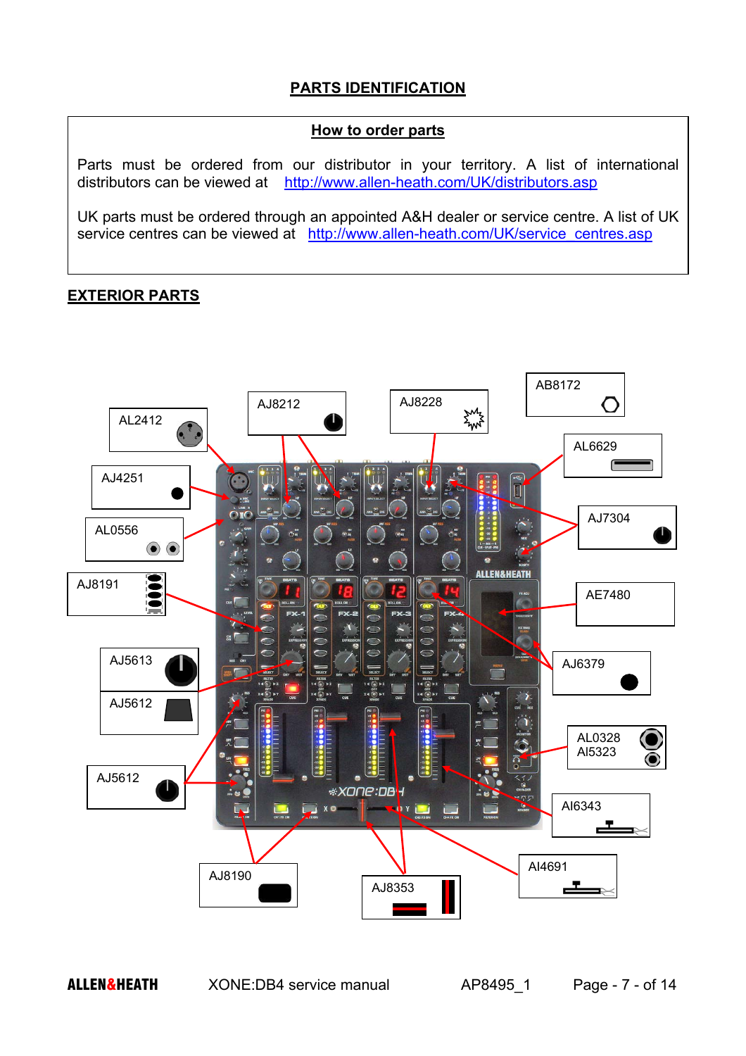## PARTS IDENTIFICATION

### How to order parts

Parts must be ordered from our distributor in your territory. A list of international distributors can be viewed at http://www.allen-heath.com/UK/distributors.asp

UK parts must be ordered through an appointed A&H dealer or service centre. A list of UK service centres can be viewed at http://www.allen-heath.com/UK/service_centres.asp

## EXTERIOR PARTS

AL2412

AJ8212

AJ8228

AB8172

AL6629

AJ4251

AL0556

AJ7304

AJ8191

AE7480

AJ5613

AJ6379

AJ5612

AL0328
AI5323

AJ5612

AI6343

AI4691

AJ8190

AJ8353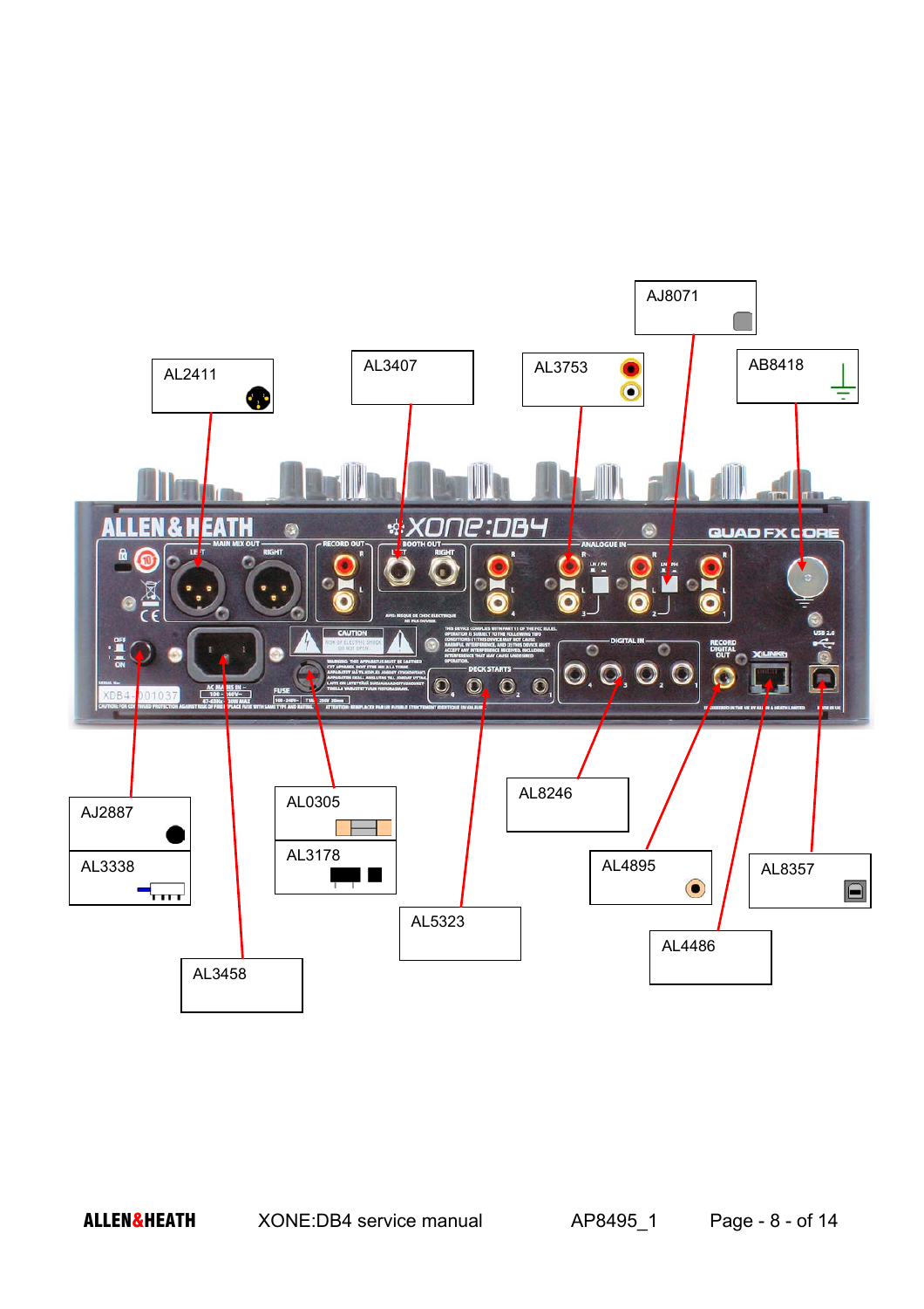AL2411

AL3407

AL3753

AJ8071

AB8418

AJ2887

AL3338

AL0305

AL3178

AL3458

AL5323

AL8246

AL4895

AL4486

AL8357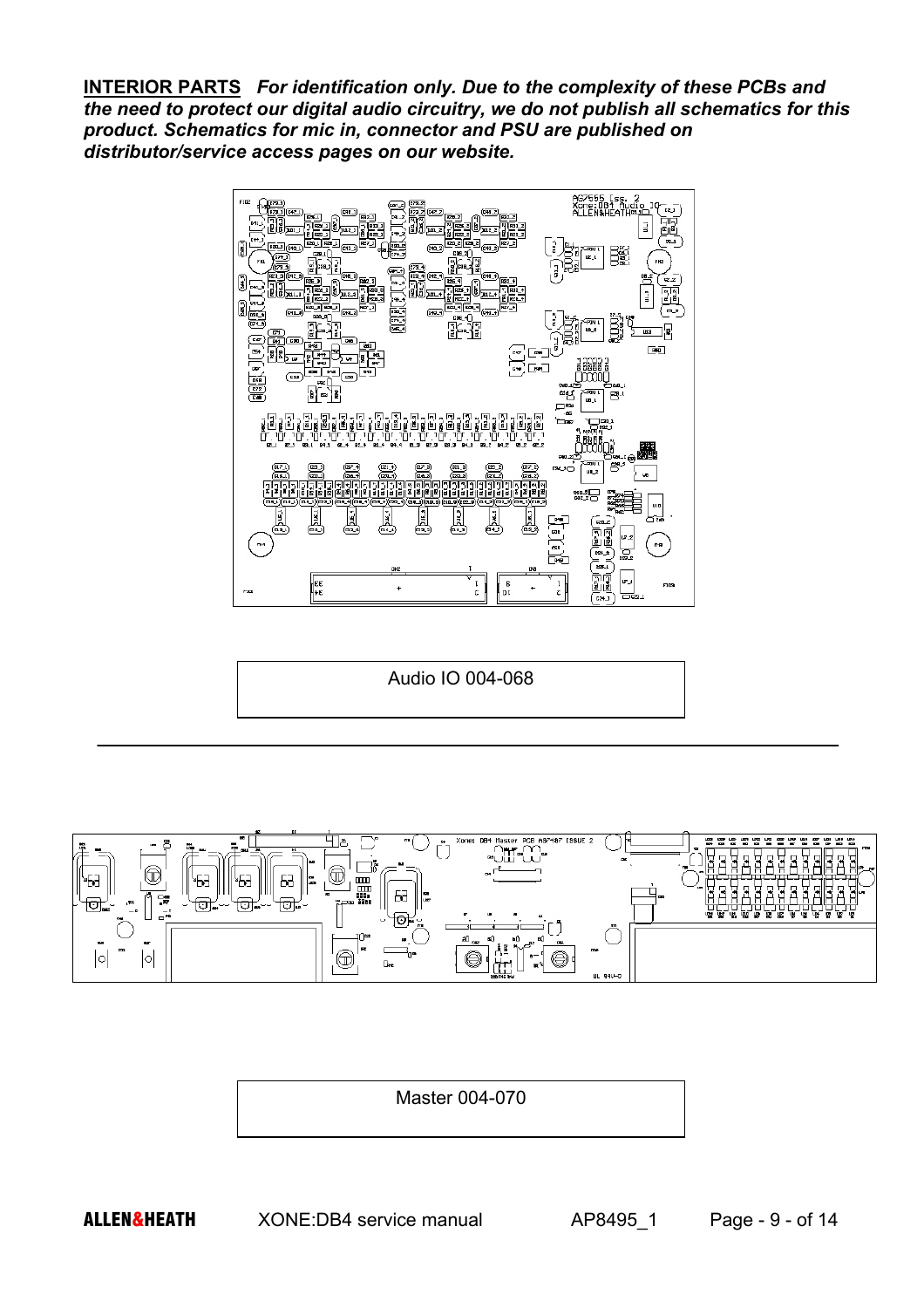**INTERIOR PARTS** ***For identification only. Due to the complexity of these PCBs and the need to protect our digital audio circuitry, we do not publish all schematics for this product. Schematics for mic in, connector and PSU are published on distributor/service access pages on our website.***

Audio IO 004-068

---

Master 004-070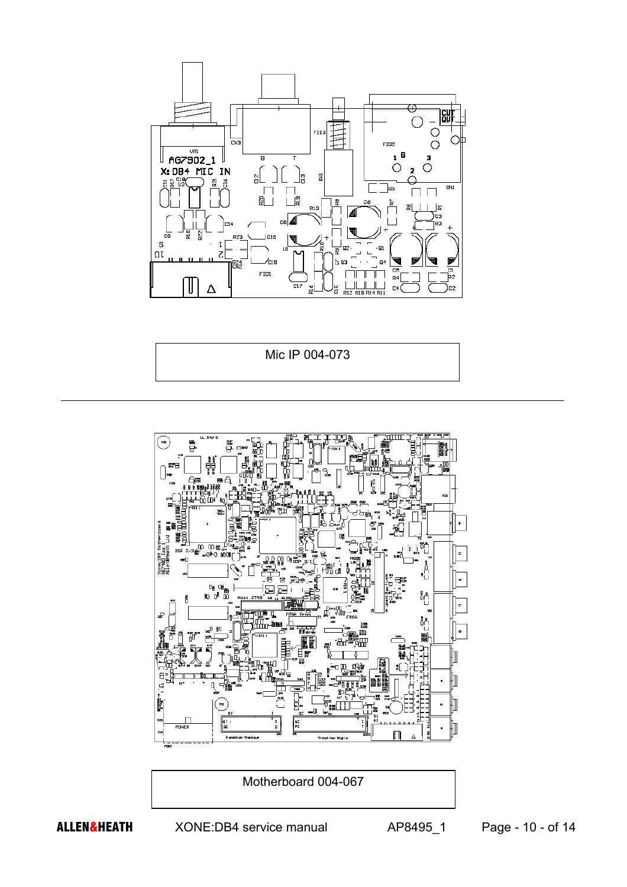Mic IP 004-073

---

Motherboard 004-067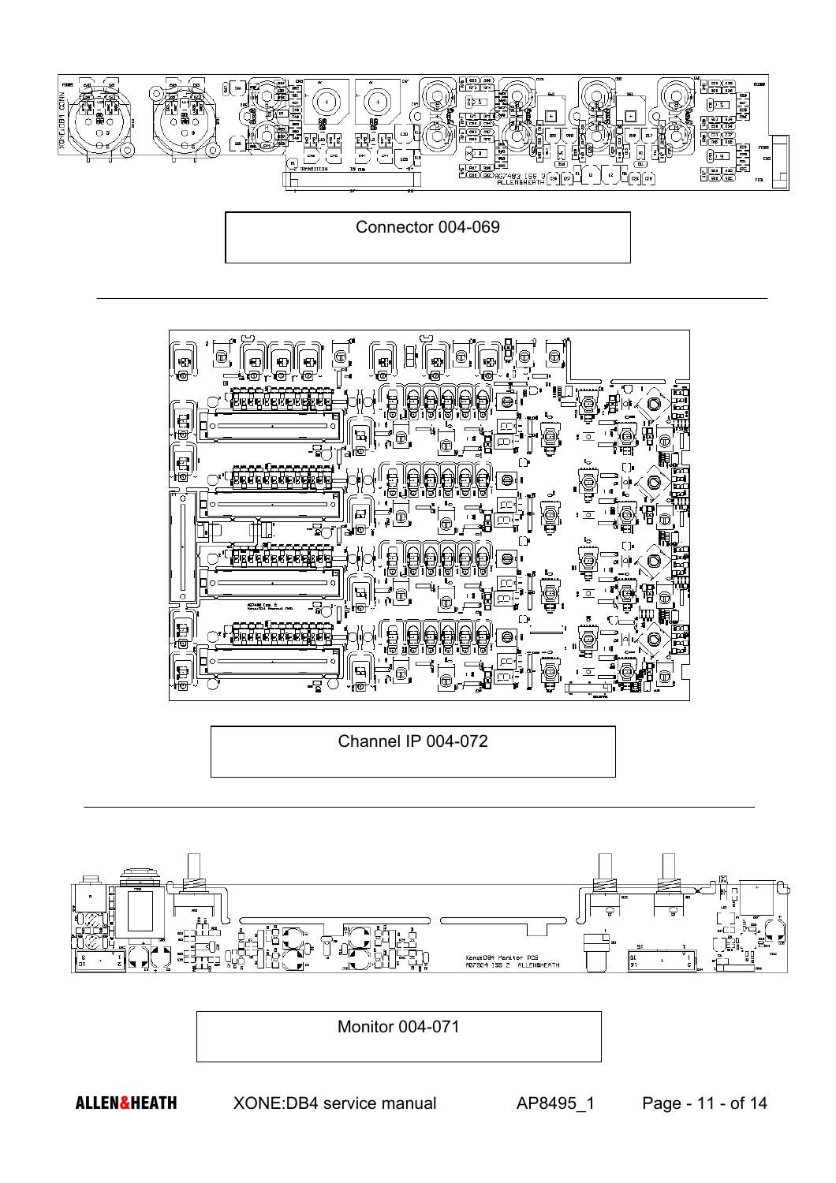Connector 004-069

Channel IP 004-072

Monitor 004-071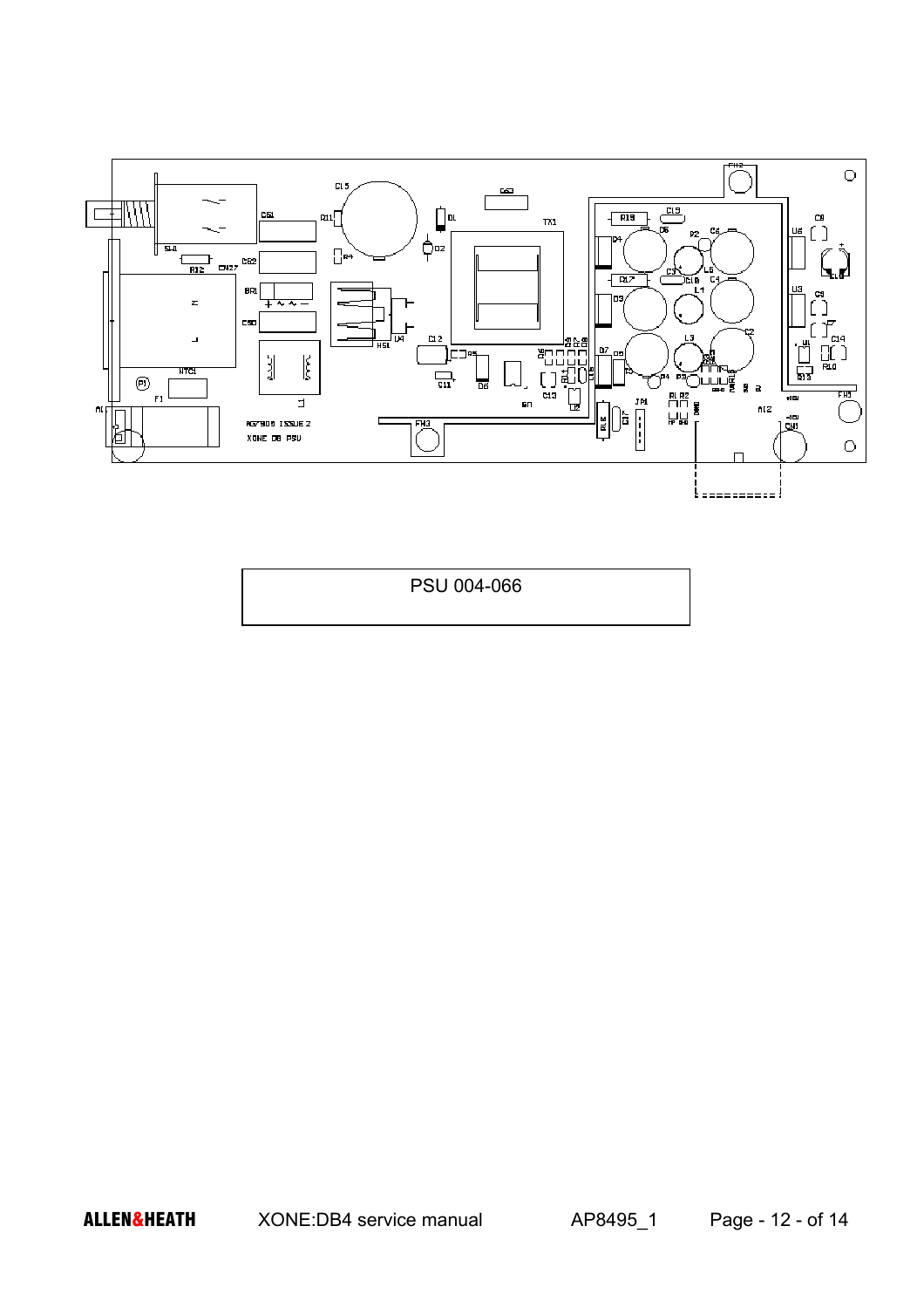PSU 004-066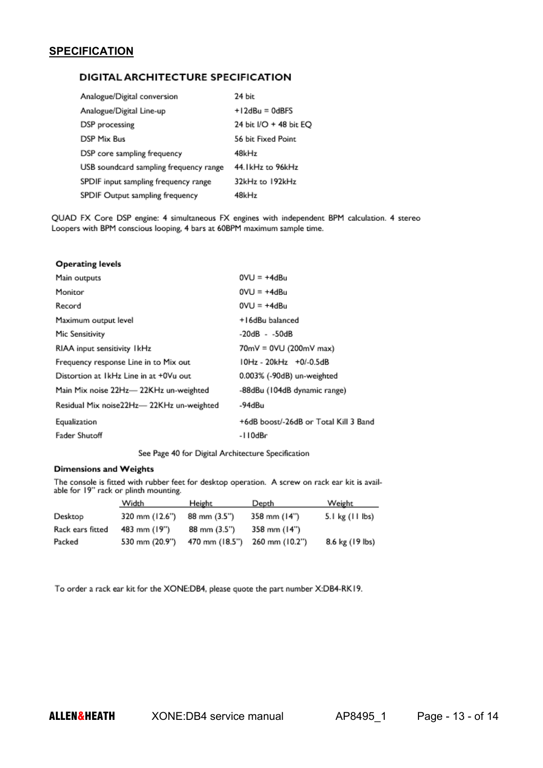## SPECIFICATION

### DIGITAL ARCHITECTURE SPECIFICATION

| | |
|---|---|
| Analogue/Digital conversion | 24 bit |
| Analogue/Digital Line-up | +12dBu = 0dBFS |
| DSP processing | 24 bit I/O + 48 bit EQ |
| DSP Mix Bus | 56 bit Fixed Point |
| DSP core sampling frequency | 48kHz |
| USB soundcard sampling frequency range | 44.1kHz to 96kHz |
| SPDIF input sampling frequency range | 32kHz to 192kHz |
| SPDIF Output sampling frequency | 48kHz |

QUAD FX Core DSP engine: 4 simultaneous FX engines with independent BPM calculation. 4 stereo Loopers with BPM conscious looping, 4 bars at 60BPM maximum sample time.

**Operating levels**

| | |
|---|---|
| Main outputs | 0VU = +4dBu |
| Monitor | 0VU = +4dBu |
| Record | 0VU = +4dBu |
| Maximum output level | +16dBu balanced |
| Mic Sensitivity | -20dB - -50dB |
| RIAA input sensitivity 1kHz | 70mV = 0VU (200mV max) |
| Frequency response Line in to Mix out | 10Hz - 20kHz +0/-0.5dB |
| Distortion at 1kHz Line in at +0Vu out | 0.003% (-90dB) un-weighted |
| Main Mix noise 22Hz— 22KHz un-weighted | -88dBu (104dB dynamic range) |
| Residual Mix noise22Hz— 22KHz un-weighted | -94dBu |
| Equalization | +6dB boost/-26dB or Total Kill 3 Band |
| Fader Shutoff | -110dBr |

See Page 40 for Digital Architecture Specification

**Dimensions and Weights**

The console is fitted with rubber feet for desktop operation. A screw on rack ear kit is available for 19" rack or plinth mounting.

| | Width | Height | Depth | Weight |
|---|---|---|---|---|
| Desktop | 320 mm (12.6") | 88 mm (3.5") | 358 mm (14") | 5.1 kg (11 lbs) |
| Rack ears fitted | 483 mm (19") | 88 mm (3.5") | 358 mm (14") | |
| Packed | 530 mm (20.9") | 470 mm (18.5") | 260 mm (10.2") | 8.6 kg (19 lbs) |

To order a rack ear kit for the XONE:DB4, please quote the part number X:DB4-RK19.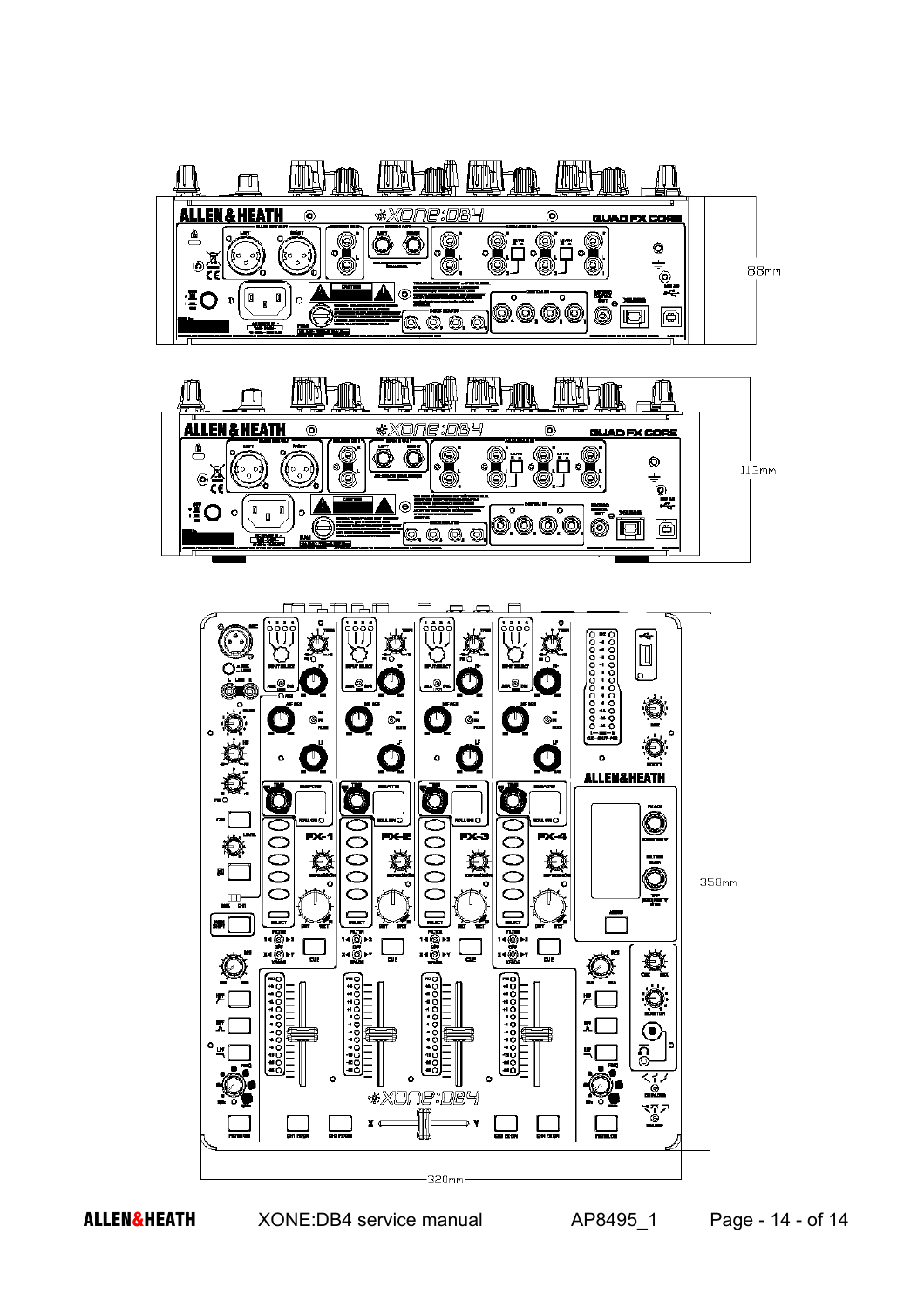88mm

113mm

358mm

320mm